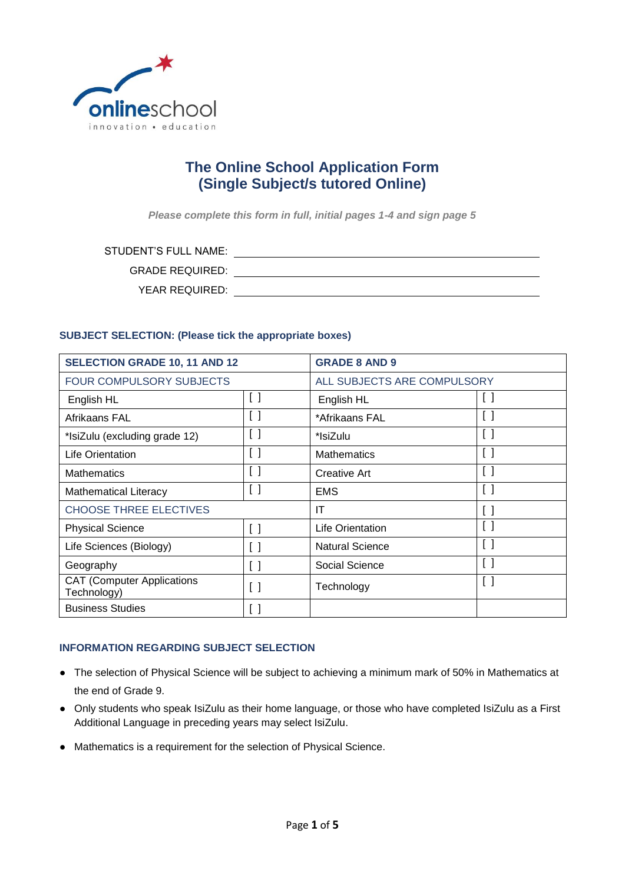# The Online School Application Form
## (Single Subject/s tutored Online)

*Please complete this form in full, initial pages 1-4 and sign page 5*

STUDENT'S FULL NAME: ______________________________

GRADE REQUIRED: ______________________________

YEAR REQUIRED: ______________________________

### SUBJECT SELECTION: (Please tick the appropriate boxes)

| SELECTION GRADE 10, 11 AND 12 | | GRADE 8 AND 9 | |
|---|---|---|---|
| FOUR COMPULSORY SUBJECTS | | ALL SUBJECTS ARE COMPULSORY | |
| English HL | [ ] | English HL | [ ] |
| Afrikaans FAL | [ ] | *Afrikaans FAL | [ ] |
| *IsiZulu (excluding grade 12) | [ ] | *IsiZulu | [ ] |
| Life Orientation | [ ] | Mathematics | [ ] |
| Mathematics | [ ] | Creative Art | [ ] |
| Mathematical Literacy | [ ] | EMS | [ ] |
| CHOOSE THREE ELECTIVES | | IT | [ ] |
| Physical Science | [ ] | Life Orientation | [ ] |
| Life Sciences (Biology) | [ ] | Natural Science | [ ] |
| Geography | [ ] | Social Science | [ ] |
| CAT (Computer Applications Technology) | [ ] | Technology | [ ] |
| Business Studies | [ ] | | |

### INFORMATION REGARDING SUBJECT SELECTION

- The selection of Physical Science will be subject to achieving a minimum mark of 50% in Mathematics at the end of Grade 9.
- Only students who speak IsiZulu as their home language, or those who have completed IsiZulu as a First Additional Language in preceding years may select IsiZulu.
- Mathematics is a requirement for the selection of Physical Science.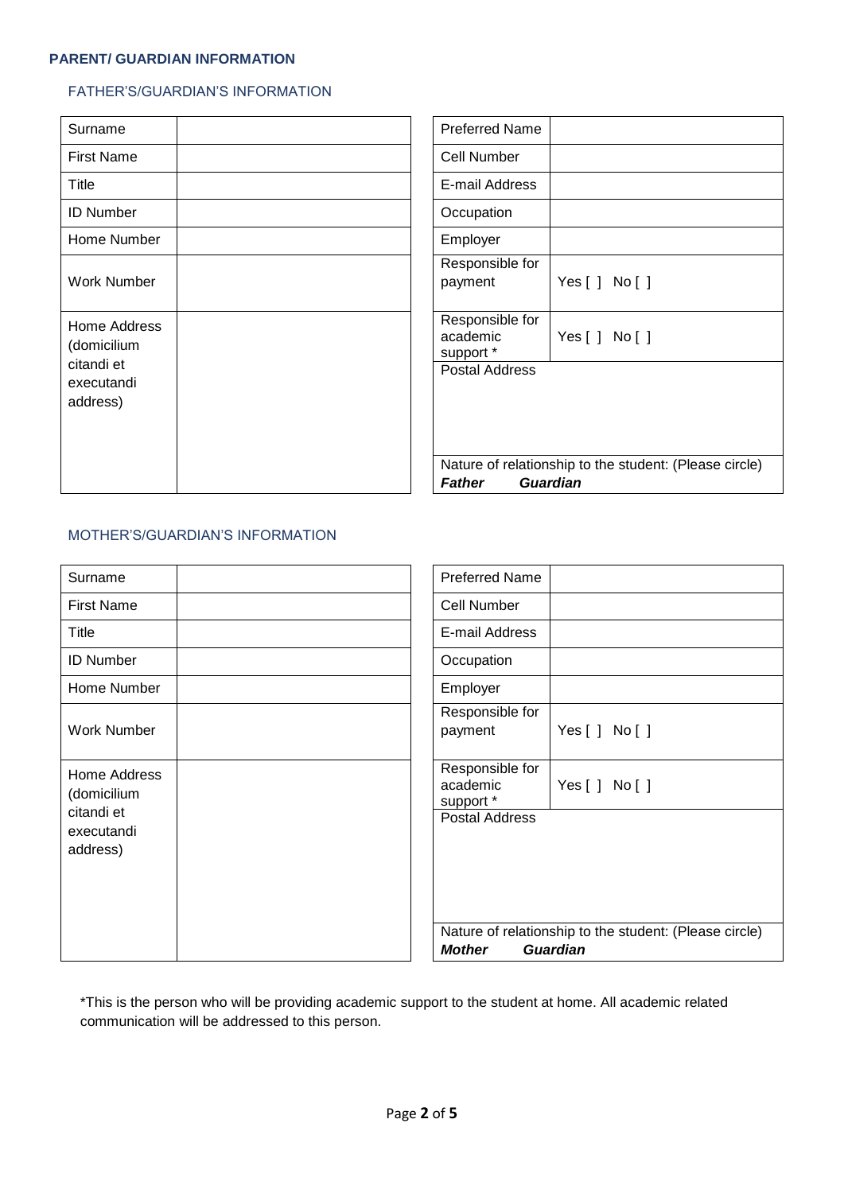**PARENT/ GUARDIAN INFORMATION**

### FATHER'S/GUARDIAN'S INFORMATION

| Surname | |
|---|---|
| First Name | |
| Title | |
| ID Number | |
| Home Number | |
| Work Number | |
| Home Address (domicilium citandi et executandi address) | |

| Preferred Name | |
|---|---|
| Cell Number | |
| E-mail Address | |
| Occupation | |
| Employer | |
| Responsible for payment | Yes [ ] No [ ] |
| Responsible for academic support * | Yes [ ] No [ ] |
| Postal Address | |
| Nature of relationship to the student: (Please circle) ***Father*** ***Guardian*** | |

### MOTHER'S/GUARDIAN'S INFORMATION

| Surname | |
|---|---|
| First Name | |
| Title | |
| ID Number | |
| Home Number | |
| Work Number | |
| Home Address (domicilium citandi et executandi address) | |

| Preferred Name | |
|---|---|
| Cell Number | |
| E-mail Address | |
| Occupation | |
| Employer | |
| Responsible for payment | Yes [ ] No [ ] |
| Responsible for academic support * | Yes [ ] No [ ] |
| Postal Address | |
| Nature of relationship to the student: (Please circle) ***Mother*** ***Guardian*** | |

*This is the person who will be providing academic support to the student at home. All academic related communication will be addressed to this person.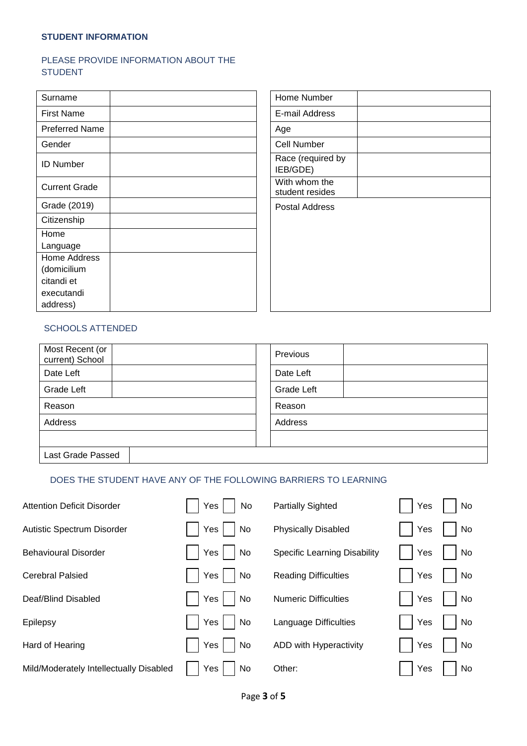**STUDENT INFORMATION**

PLEASE PROVIDE INFORMATION ABOUT THE STUDENT

| Field | |
|---|---|
| Surname | |
| First Name | |
| Preferred Name | |
| Gender | |
| ID Number | |
| Current Grade | |
| Grade (2019) | |
| Citizenship | |
| Home Language | |
| Home Address (domicilium citandi et executandi address) | |

| Field | |
|---|---|
| Home Number | |
| E-mail Address | |
| Age | |
| Cell Number | |
| Race (required by IEB/GDE) | |
| With whom the student resides | |
| Postal Address | |

SCHOOLS ATTENDED

| Field | | Field | |
|---|---|---|---|
| Most Recent (or current) School | | Previous | |
| Date Left | | Date Left | |
| Grade Left | | Grade Left | |
| Reason | | Reason | |
| Address | | Address | |
| | | | |
| Last Grade Passed | | | |

DOES THE STUDENT HAVE ANY OF THE FOLLOWING BARRIERS TO LEARNING

| Barrier | Yes | No | Barrier | Yes | No |
|---|---|---|---|---|---|
| Attention Deficit Disorder | ☐ Yes | ☐ No | Partially Sighted | ☐ Yes | ☐ No |
| Autistic Spectrum Disorder | ☐ Yes | ☐ No | Physically Disabled | ☐ Yes | ☐ No |
| Behavioural Disorder | ☐ Yes | ☐ No | Specific Learning Disability | ☐ Yes | ☐ No |
| Cerebral Palsied | ☐ Yes | ☐ No | Reading Difficulties | ☐ Yes | ☐ No |
| Deaf/Blind Disabled | ☐ Yes | ☐ No | Numeric Difficulties | ☐ Yes | ☐ No |
| Epilepsy | ☐ Yes | ☐ No | Language Difficulties | ☐ Yes | ☐ No |
| Hard of Hearing | ☐ Yes | ☐ No | ADD with Hyperactivity | ☐ Yes | ☐ No |
| Mild/Moderately Intellectually Disabled | ☐ Yes | ☐ No | Other: | ☐ Yes | ☐ No |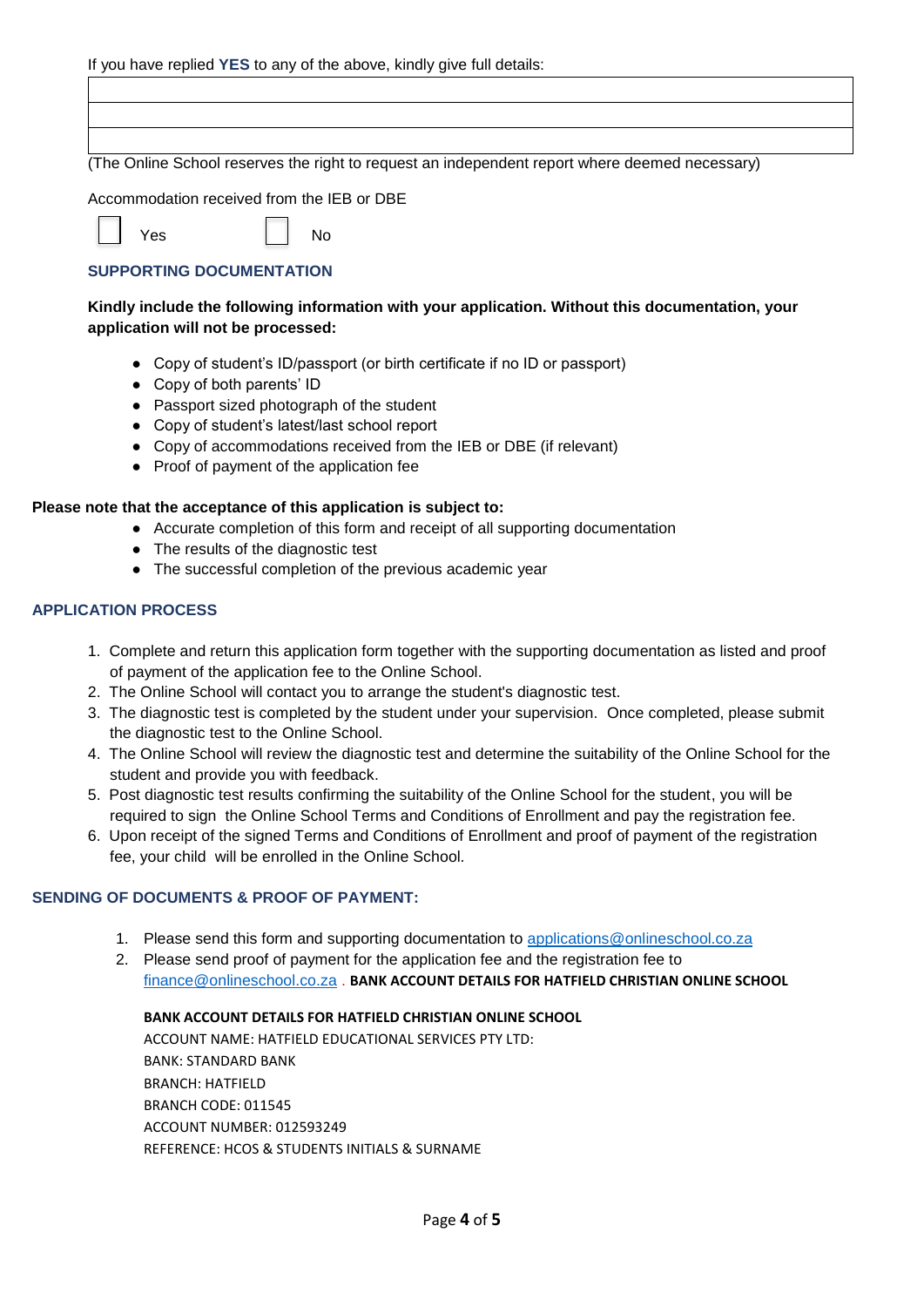If you have replied **YES** to any of the above, kindly give full details:

| |
|---|
| |
| |
| |

(The Online School reserves the right to request an independent report where deemed necessary)

Accommodation received from the IEB or DBE

☐ Yes ☐ No

## SUPPORTING DOCUMENTATION

**Kindly include the following information with your application. Without this documentation, your application will not be processed:**

- Copy of student's ID/passport (or birth certificate if no ID or passport)
- Copy of both parents' ID
- Passport sized photograph of the student
- Copy of student's latest/last school report
- Copy of accommodations received from the IEB or DBE (if relevant)
- Proof of payment of the application fee

**Please note that the acceptance of this application is subject to:**

- Accurate completion of this form and receipt of all supporting documentation
- The results of the diagnostic test
- The successful completion of the previous academic year

## APPLICATION PROCESS

1. Complete and return this application form together with the supporting documentation as listed and proof of payment of the application fee to the Online School.
2. The Online School will contact you to arrange the student's diagnostic test.
3. The diagnostic test is completed by the student under your supervision. Once completed, please submit the diagnostic test to the Online School.
4. The Online School will review the diagnostic test and determine the suitability of the Online School for the student and provide you with feedback.
5. Post diagnostic test results confirming the suitability of the Online School for the student, you will be required to sign the Online School Terms and Conditions of Enrollment and pay the registration fee.
6. Upon receipt of the signed Terms and Conditions of Enrollment and proof of payment of the registration fee, your child will be enrolled in the Online School.

## SENDING OF DOCUMENTS & PROOF OF PAYMENT:

1. Please send this form and supporting documentation to applications@onlineschool.co.za
2. Please send proof of payment for the application fee and the registration fee to finance@onlineschool.co.za . **BANK ACCOUNT DETAILS FOR HATFIELD CHRISTIAN ONLINE SCHOOL**

**BANK ACCOUNT DETAILS FOR HATFIELD CHRISTIAN ONLINE SCHOOL**
ACCOUNT NAME: HATFIELD EDUCATIONAL SERVICES PTY LTD:
BANK: STANDARD BANK
BRANCH: HATFIELD
BRANCH CODE: 011545
ACCOUNT NUMBER: 012593249
REFERENCE: HCOS & STUDENTS INITIALS & SURNAME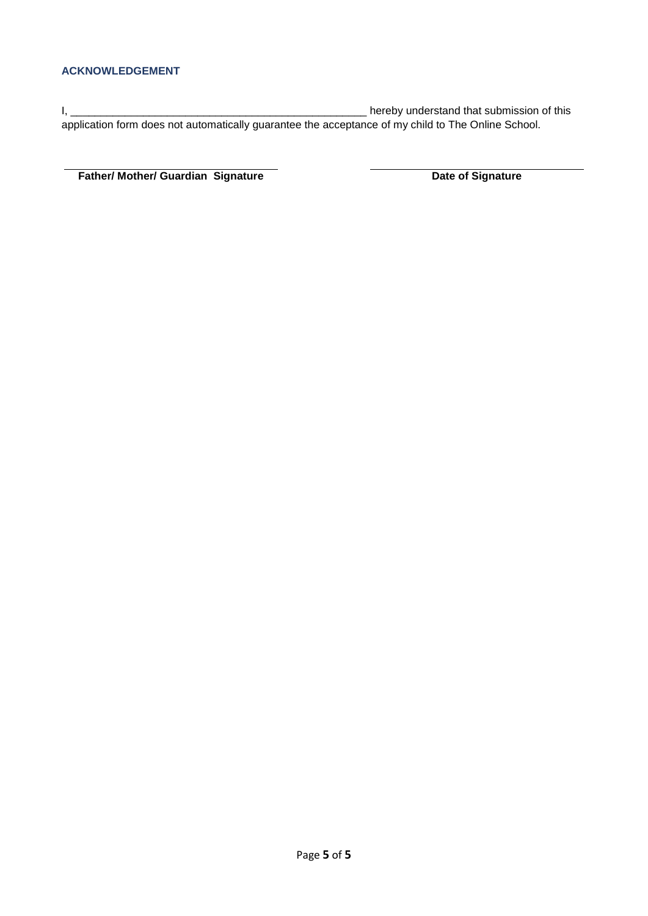### ACKNOWLEDGEMENT

I, ___________________________________________________ hereby understand that submission of this application form does not automatically guarantee the acceptance of my child to The Online School.

| | |
|---|---|
| ______________________________ | ______________________________ |
| **Father/ Mother/ Guardian Signature** | **Date of Signature** |